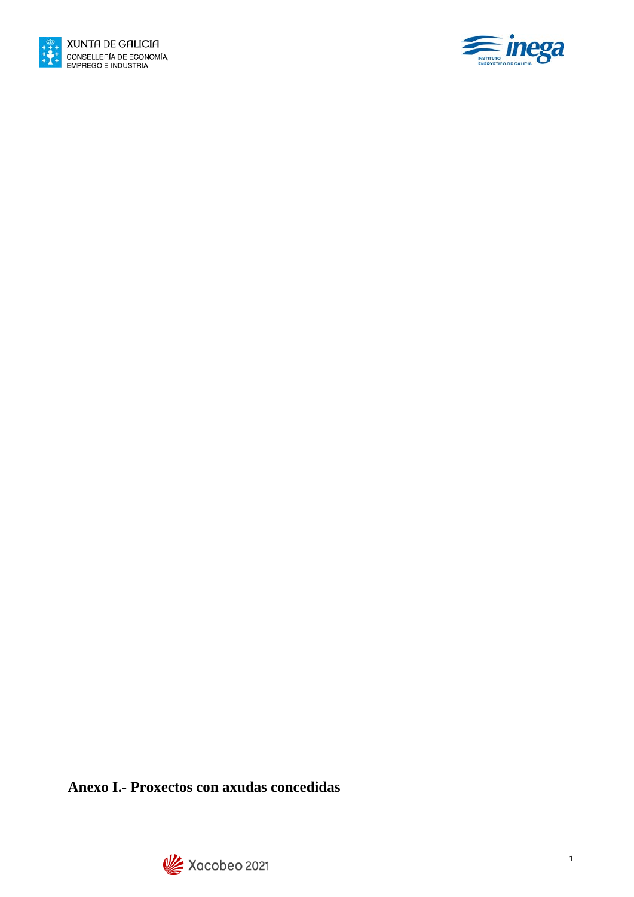# Anexo I.- Proxectos con axudas concedidas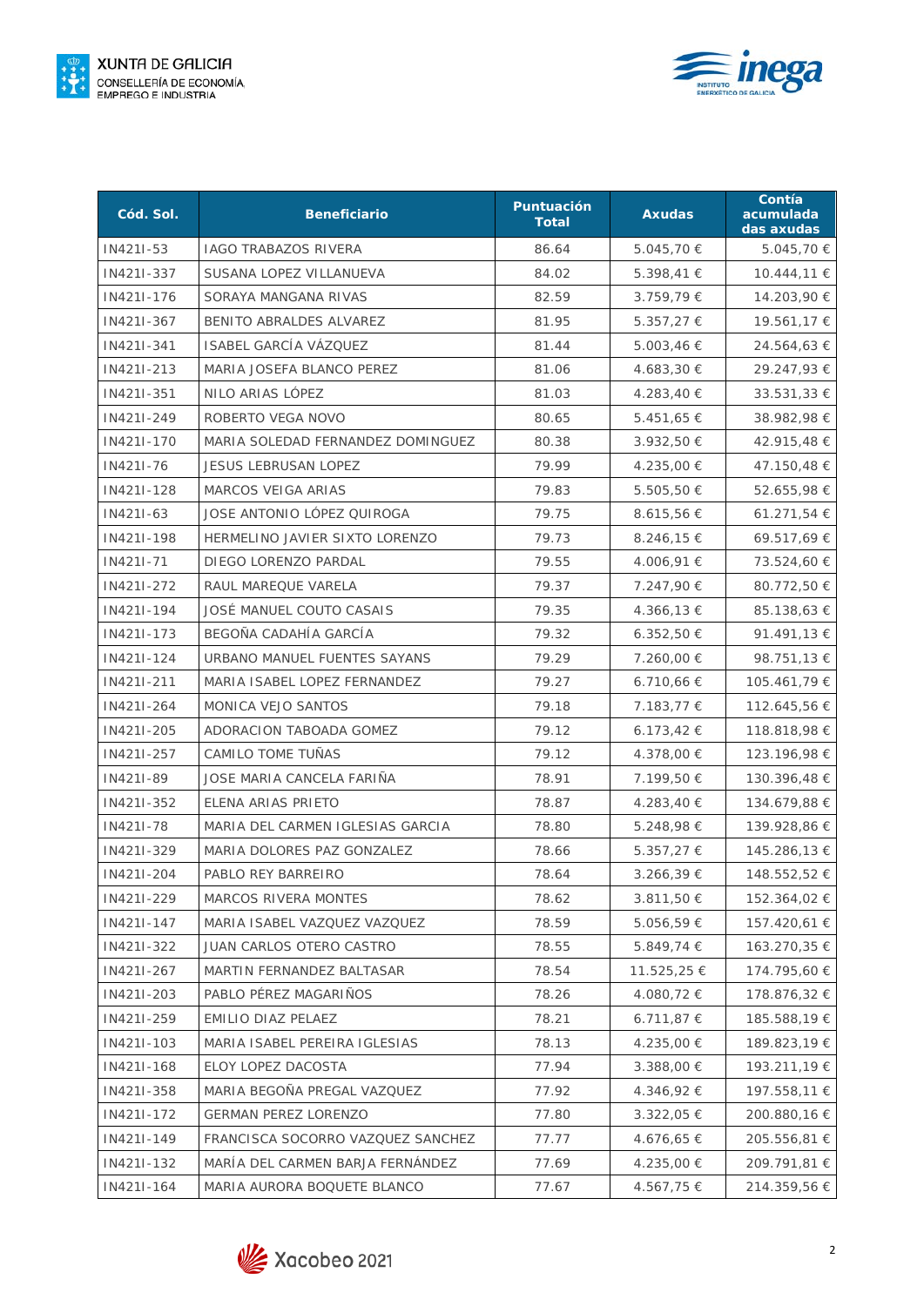| Cód. Sol. | Beneficiario | Puntuación Total | Axudas | Contía acumulada das axudas |
|---|---|---|---|---|
| IN421I-53 | IAGO TRABAZOS RIVERA | 86.64 | 5.045,70 € | 5.045,70 € |
| IN421I-337 | SUSANA LOPEZ VILLANUEVA | 84.02 | 5.398,41 € | 10.444,11 € |
| IN421I-176 | SORAYA MANGANA RIVAS | 82.59 | 3.759,79 € | 14.203,90 € |
| IN421I-367 | BENITO ABRALDES ALVAREZ | 81.95 | 5.357,27 € | 19.561,17 € |
| IN421I-341 | ISABEL GARCÍA VÁZQUEZ | 81.44 | 5.003,46 € | 24.564,63 € |
| IN421I-213 | MARIA JOSEFA BLANCO PEREZ | 81.06 | 4.683,30 € | 29.247,93 € |
| IN421I-351 | NILO ARIAS LÓPEZ | 81.03 | 4.283,40 € | 33.531,33 € |
| IN421I-249 | ROBERTO VEGA NOVO | 80.65 | 5.451,65 € | 38.982,98 € |
| IN421I-170 | MARIA SOLEDAD FERNANDEZ DOMINGUEZ | 80.38 | 3.932,50 € | 42.915,48 € |
| IN421I-76 | JESUS LEBRUSAN LOPEZ | 79.99 | 4.235,00 € | 47.150,48 € |
| IN421I-128 | MARCOS VEIGA ARIAS | 79.83 | 5.505,50 € | 52.655,98 € |
| IN421I-63 | JOSE ANTONIO LÓPEZ QUIROGA | 79.75 | 8.615,56 € | 61.271,54 € |
| IN421I-198 | HERMELINO JAVIER SIXTO LORENZO | 79.73 | 8.246,15 € | 69.517,69 € |
| IN421I-71 | DIEGO LORENZO PARDAL | 79.55 | 4.006,91 € | 73.524,60 € |
| IN421I-272 | RAUL MAREQUE VARELA | 79.37 | 7.247,90 € | 80.772,50 € |
| IN421I-194 | JOSÉ MANUEL COUTO CASAIS | 79.35 | 4.366,13 € | 85.138,63 € |
| IN421I-173 | BEGOÑA CADAHÍA GARCÍA | 79.32 | 6.352,50 € | 91.491,13 € |
| IN421I-124 | URBANO MANUEL FUENTES SAYANS | 79.29 | 7.260,00 € | 98.751,13 € |
| IN421I-211 | MARIA ISABEL LOPEZ FERNANDEZ | 79.27 | 6.710,66 € | 105.461,79 € |
| IN421I-264 | MONICA VEJO SANTOS | 79.18 | 7.183,77 € | 112.645,56 € |
| IN421I-205 | ADORACION TABOADA GOMEZ | 79.12 | 6.173,42 € | 118.818,98 € |
| IN421I-257 | CAMILO TOME TUÑAS | 79.12 | 4.378,00 € | 123.196,98 € |
| IN421I-89 | JOSE MARIA CANCELA FARIÑA | 78.91 | 7.199,50 € | 130.396,48 € |
| IN421I-352 | ELENA ARIAS PRIETO | 78.87 | 4.283,40 € | 134.679,88 € |
| IN421I-78 | MARIA DEL CARMEN IGLESIAS GARCIA | 78.80 | 5.248,98 € | 139.928,86 € |
| IN421I-329 | MARIA DOLORES PAZ GONZALEZ | 78.66 | 5.357,27 € | 145.286,13 € |
| IN421I-204 | PABLO REY BARREIRO | 78.64 | 3.266,39 € | 148.552,52 € |
| IN421I-229 | MARCOS RIVERA MONTES | 78.62 | 3.811,50 € | 152.364,02 € |
| IN421I-147 | MARIA ISABEL VAZQUEZ VAZQUEZ | 78.59 | 5.056,59 € | 157.420,61 € |
| IN421I-322 | JUAN CARLOS OTERO CASTRO | 78.55 | 5.849,74 € | 163.270,35 € |
| IN421I-267 | MARTIN FERNANDEZ BALTASAR | 78.54 | 11.525,25 € | 174.795,60 € |
| IN421I-203 | PABLO PÉREZ MAGARIÑOS | 78.26 | 4.080,72 € | 178.876,32 € |
| IN421I-259 | EMILIO DIAZ PELAEZ | 78.21 | 6.711,87 € | 185.588,19 € |
| IN421I-103 | MARIA ISABEL PEREIRA IGLESIAS | 78.13 | 4.235,00 € | 189.823,19 € |
| IN421I-168 | ELOY LOPEZ DACOSTA | 77.94 | 3.388,00 € | 193.211,19 € |
| IN421I-358 | MARIA BEGOÑA PREGAL VAZQUEZ | 77.92 | 4.346,92 € | 197.558,11 € |
| IN421I-172 | GERMAN PEREZ LORENZO | 77.80 | 3.322,05 € | 200.880,16 € |
| IN421I-149 | FRANCISCA SOCORRO VAZQUEZ SANCHEZ | 77.77 | 4.676,65 € | 205.556,81 € |
| IN421I-132 | MARÍA DEL CARMEN BARJA FERNÁNDEZ | 77.69 | 4.235,00 € | 209.791,81 € |
| IN421I-164 | MARIA AURORA BOQUETE BLANCO | 77.67 | 4.567,75 € | 214.359,56 € |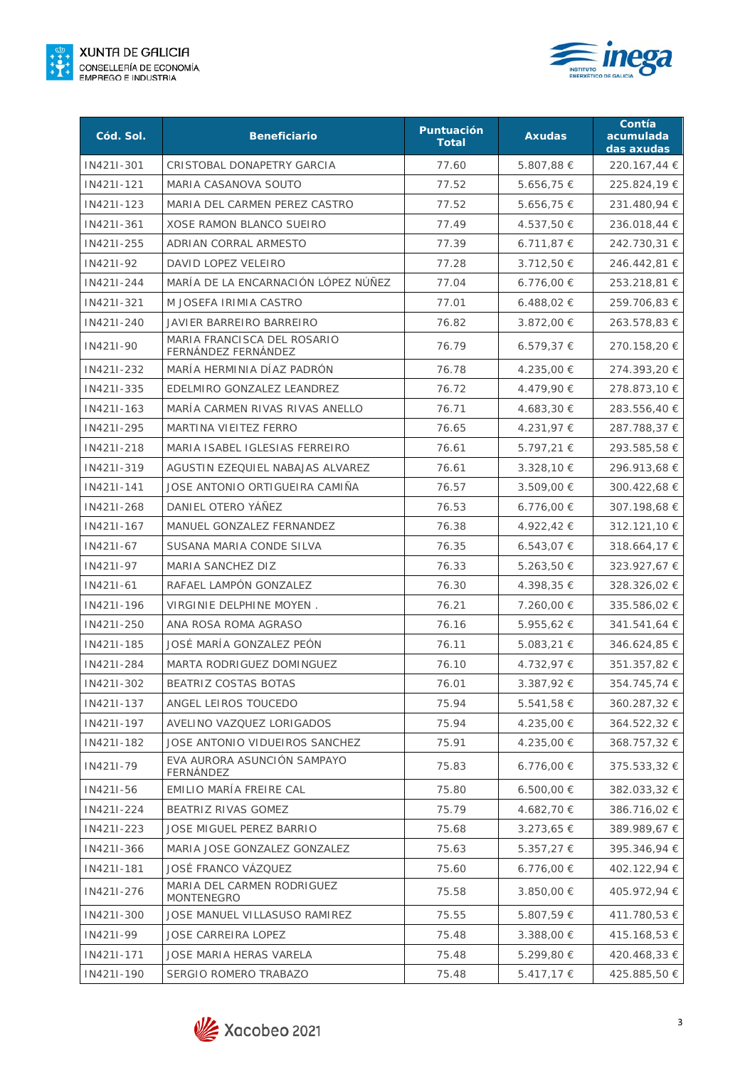| Cód. Sol. | Beneficiario | Puntuación Total | Axudas | Contía acumulada das axudas |
|---|---|---|---|---|
| IN421I-301 | CRISTOBAL DONAPETRY GARCIA | 77.60 | 5.807,88 € | 220.167,44 € |
| IN421I-121 | MARIA CASANOVA SOUTO | 77.52 | 5.656,75 € | 225.824,19 € |
| IN421I-123 | MARIA DEL CARMEN PEREZ CASTRO | 77.52 | 5.656,75 € | 231.480,94 € |
| IN421I-361 | XOSE RAMON BLANCO SUEIRO | 77.49 | 4.537,50 € | 236.018,44 € |
| IN421I-255 | ADRIAN CORRAL ARMESTO | 77.39 | 6.711,87 € | 242.730,31 € |
| IN421I-92 | DAVID LOPEZ VELEIRO | 77.28 | 3.712,50 € | 246.442,81 € |
| IN421I-244 | MARÍA DE LA ENCARNACIÓN LÓPEZ NÚÑEZ | 77.04 | 6.776,00 € | 253.218,81 € |
| IN421I-321 | M JOSEFA IRIMIA CASTRO | 77.01 | 6.488,02 € | 259.706,83 € |
| IN421I-240 | JAVIER BARREIRO BARREIRO | 76.82 | 3.872,00 € | 263.578,83 € |
| IN421I-90 | MARIA FRANCISCA DEL ROSARIO FERNÁNDEZ FERNÁNDEZ | 76.79 | 6.579,37 € | 270.158,20 € |
| IN421I-232 | MARÍA HERMINIA DÍAZ PADRÓN | 76.78 | 4.235,00 € | 274.393,20 € |
| IN421I-335 | EDELMIRO GONZALEZ LEANDREZ | 76.72 | 4.479,90 € | 278.873,10 € |
| IN421I-163 | MARÍA CARMEN RIVAS RIVAS ANELLO | 76.71 | 4.683,30 € | 283.556,40 € |
| IN421I-295 | MARTINA VIEITEZ FERRO | 76.65 | 4.231,97 € | 287.788,37 € |
| IN421I-218 | MARIA ISABEL IGLESIAS FERREIRO | 76.61 | 5.797,21 € | 293.585,58 € |
| IN421I-319 | AGUSTIN EZEQUIEL NABAJAS ALVAREZ | 76.61 | 3.328,10 € | 296.913,68 € |
| IN421I-141 | JOSE ANTONIO ORTIGUEIRA CAMIÑA | 76.57 | 3.509,00 € | 300.422,68 € |
| IN421I-268 | DANIEL OTERO YÁÑEZ | 76.53 | 6.776,00 € | 307.198,68 € |
| IN421I-167 | MANUEL GONZALEZ FERNANDEZ | 76.38 | 4.922,42 € | 312.121,10 € |
| IN421I-67 | SUSANA MARIA CONDE SILVA | 76.35 | 6.543,07 € | 318.664,17 € |
| IN421I-97 | MARIA SANCHEZ DIZ | 76.33 | 5.263,50 € | 323.927,67 € |
| IN421I-61 | RAFAEL LAMPÓN GONZALEZ | 76.30 | 4.398,35 € | 328.326,02 € |
| IN421I-196 | VIRGINIE DELPHINE MOYEN . | 76.21 | 7.260,00 € | 335.586,02 € |
| IN421I-250 | ANA ROSA ROMA AGRASO | 76.16 | 5.955,62 € | 341.541,64 € |
| IN421I-185 | JOSÉ MARÍA GONZALEZ PEÓN | 76.11 | 5.083,21 € | 346.624,85 € |
| IN421I-284 | MARTA RODRIGUEZ DOMINGUEZ | 76.10 | 4.732,97 € | 351.357,82 € |
| IN421I-302 | BEATRIZ COSTAS BOTAS | 76.01 | 3.387,92 € | 354.745,74 € |
| IN421I-137 | ANGEL LEIROS TOUCEDO | 75.94 | 5.541,58 € | 360.287,32 € |
| IN421I-197 | AVELINO VAZQUEZ LORIGADOS | 75.94 | 4.235,00 € | 364.522,32 € |
| IN421I-182 | JOSE ANTONIO VIDUEIROS SANCHEZ | 75.91 | 4.235,00 € | 368.757,32 € |
| IN421I-79 | EVA AURORA ASUNCIÓN SAMPAYO FERNÁNDEZ | 75.83 | 6.776,00 € | 375.533,32 € |
| IN421I-56 | EMILIO MARÍA FREIRE CAL | 75.80 | 6.500,00 € | 382.033,32 € |
| IN421I-224 | BEATRIZ RIVAS GOMEZ | 75.79 | 4.682,70 € | 386.716,02 € |
| IN421I-223 | JOSE MIGUEL PEREZ BARRIO | 75.68 | 3.273,65 € | 389.989,67 € |
| IN421I-366 | MARIA JOSE GONZALEZ GONZALEZ | 75.63 | 5.357,27 € | 395.346,94 € |
| IN421I-181 | JOSÉ FRANCO VÁZQUEZ | 75.60 | 6.776,00 € | 402.122,94 € |
| IN421I-276 | MARIA DEL CARMEN RODRIGUEZ MONTENEGRO | 75.58 | 3.850,00 € | 405.972,94 € |
| IN421I-300 | JOSE MANUEL VILLASUSO RAMIREZ | 75.55 | 5.807,59 € | 411.780,53 € |
| IN421I-99 | JOSE CARREIRA LOPEZ | 75.48 | 3.388,00 € | 415.168,53 € |
| IN421I-171 | JOSE MARIA HERAS VARELA | 75.48 | 5.299,80 € | 420.468,33 € |
| IN421I-190 | SERGIO ROMERO TRABAZO | 75.48 | 5.417,17 € | 425.885,50 € |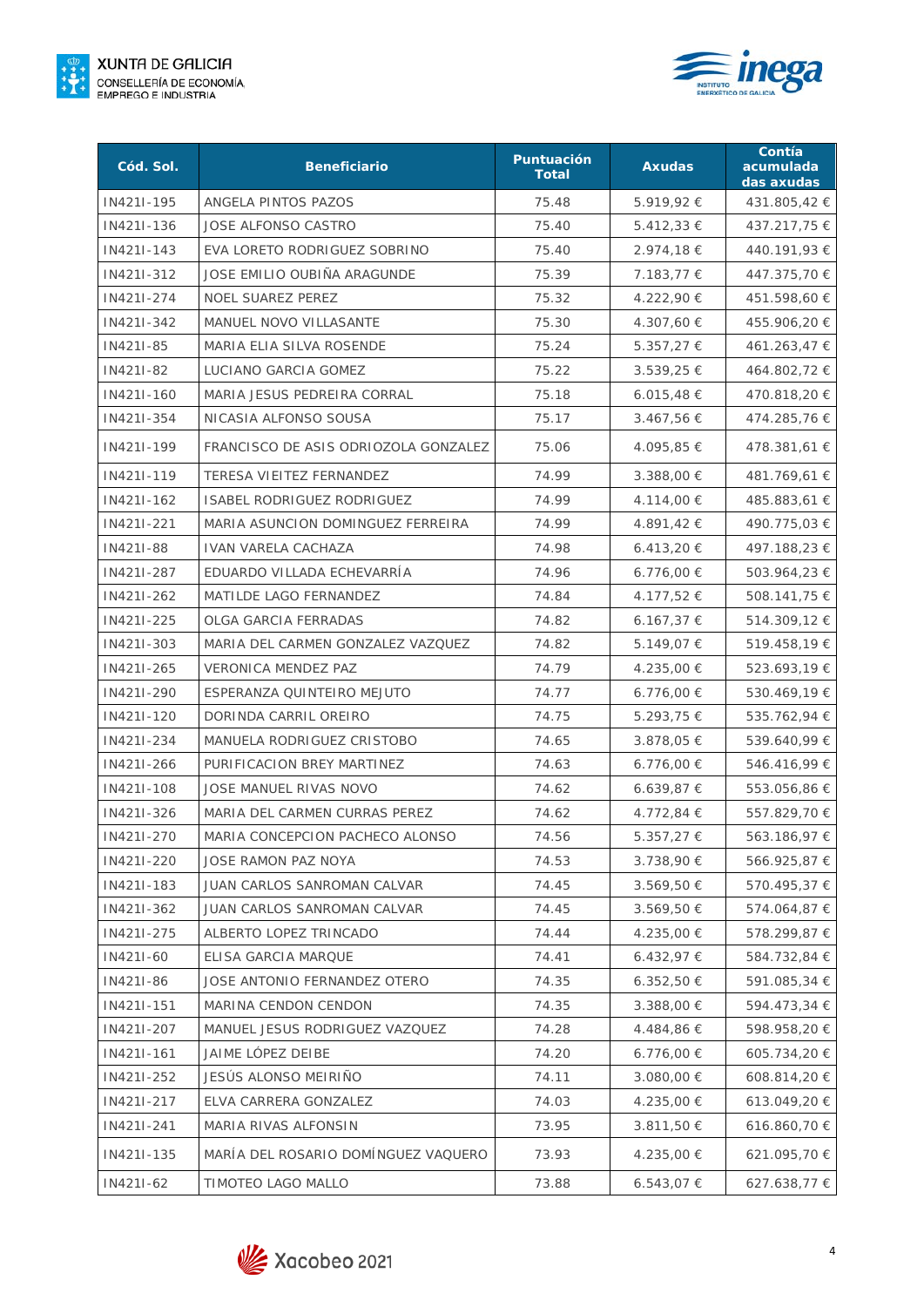| Cód. Sol. | Beneficiario | Puntuación Total | Axudas | Contía acumulada das axudas |
|---|---|---|---|---|
| IN421I-195 | ANGELA PINTOS PAZOS | 75.48 | 5.919,92 € | 431.805,42 € |
| IN421I-136 | JOSE ALFONSO CASTRO | 75.40 | 5.412,33 € | 437.217,75 € |
| IN421I-143 | EVA LORETO RODRIGUEZ SOBRINO | 75.40 | 2.974,18 € | 440.191,93 € |
| IN421I-312 | JOSE EMILIO OUBIÑA ARAGUNDE | 75.39 | 7.183,77 € | 447.375,70 € |
| IN421I-274 | NOEL SUAREZ PEREZ | 75.32 | 4.222,90 € | 451.598,60 € |
| IN421I-342 | MANUEL NOVO VILLASANTE | 75.30 | 4.307,60 € | 455.906,20 € |
| IN421I-85 | MARIA ELIA SILVA ROSENDE | 75.24 | 5.357,27 € | 461.263,47 € |
| IN421I-82 | LUCIANO GARCIA GOMEZ | 75.22 | 3.539,25 € | 464.802,72 € |
| IN421I-160 | MARIA JESUS PEDREIRA CORRAL | 75.18 | 6.015,48 € | 470.818,20 € |
| IN421I-354 | NICASIA ALFONSO SOUSA | 75.17 | 3.467,56 € | 474.285,76 € |
| IN421I-199 | FRANCISCO DE ASIS ODRIOZOLA GONZALEZ | 75.06 | 4.095,85 € | 478.381,61 € |
| IN421I-119 | TERESA VIEITEZ FERNANDEZ | 74.99 | 3.388,00 € | 481.769,61 € |
| IN421I-162 | ISABEL RODRIGUEZ RODRIGUEZ | 74.99 | 4.114,00 € | 485.883,61 € |
| IN421I-221 | MARIA ASUNCION DOMINGUEZ FERREIRA | 74.99 | 4.891,42 € | 490.775,03 € |
| IN421I-88 | IVAN VARELA CACHAZA | 74.98 | 6.413,20 € | 497.188,23 € |
| IN421I-287 | EDUARDO VILLADA ECHEVARRÍA | 74.96 | 6.776,00 € | 503.964,23 € |
| IN421I-262 | MATILDE LAGO FERNANDEZ | 74.84 | 4.177,52 € | 508.141,75 € |
| IN421I-225 | OLGA GARCIA FERRADAS | 74.82 | 6.167,37 € | 514.309,12 € |
| IN421I-303 | MARIA DEL CARMEN GONZALEZ VAZQUEZ | 74.82 | 5.149,07 € | 519.458,19 € |
| IN421I-265 | VERONICA MENDEZ PAZ | 74.79 | 4.235,00 € | 523.693,19 € |
| IN421I-290 | ESPERANZA QUINTEIRO MEJUTO | 74.77 | 6.776,00 € | 530.469,19 € |
| IN421I-120 | DORINDA CARRIL OREIRO | 74.75 | 5.293,75 € | 535.762,94 € |
| IN421I-234 | MANUELA RODRIGUEZ CRISTOBO | 74.65 | 3.878,05 € | 539.640,99 € |
| IN421I-266 | PURIFICACION BREY MARTINEZ | 74.63 | 6.776,00 € | 546.416,99 € |
| IN421I-108 | JOSE MANUEL RIVAS NOVO | 74.62 | 6.639,87 € | 553.056,86 € |
| IN421I-326 | MARIA DEL CARMEN CURRAS PEREZ | 74.62 | 4.772,84 € | 557.829,70 € |
| IN421I-270 | MARIA CONCEPCION PACHECO ALONSO | 74.56 | 5.357,27 € | 563.186,97 € |
| IN421I-220 | JOSE RAMON PAZ NOYA | 74.53 | 3.738,90 € | 566.925,87 € |
| IN421I-183 | JUAN CARLOS SANROMAN CALVAR | 74.45 | 3.569,50 € | 570.495,37 € |
| IN421I-362 | JUAN CARLOS SANROMAN CALVAR | 74.45 | 3.569,50 € | 574.064,87 € |
| IN421I-275 | ALBERTO LOPEZ TRINCADO | 74.44 | 4.235,00 € | 578.299,87 € |
| IN421I-60 | ELISA GARCIA MARQUE | 74.41 | 6.432,97 € | 584.732,84 € |
| IN421I-86 | JOSE ANTONIO FERNANDEZ OTERO | 74.35 | 6.352,50 € | 591.085,34 € |
| IN421I-151 | MARINA CENDON CENDON | 74.35 | 3.388,00 € | 594.473,34 € |
| IN421I-207 | MANUEL JESUS RODRIGUEZ VAZQUEZ | 74.28 | 4.484,86 € | 598.958,20 € |
| IN421I-161 | JAIME LÓPEZ DEIBE | 74.20 | 6.776,00 € | 605.734,20 € |
| IN421I-252 | JESÚS ALONSO MEIRIÑO | 74.11 | 3.080,00 € | 608.814,20 € |
| IN421I-217 | ELVA CARRERA GONZALEZ | 74.03 | 4.235,00 € | 613.049,20 € |
| IN421I-241 | MARIA RIVAS ALFONSIN | 73.95 | 3.811,50 € | 616.860,70 € |
| IN421I-135 | MARÍA DEL ROSARIO DOMÍNGUEZ VAQUERO | 73.93 | 4.235,00 € | 621.095,70 € |
| IN421I-62 | TIMOTEO LAGO MALLO | 73.88 | 6.543,07 € | 627.638,77 € |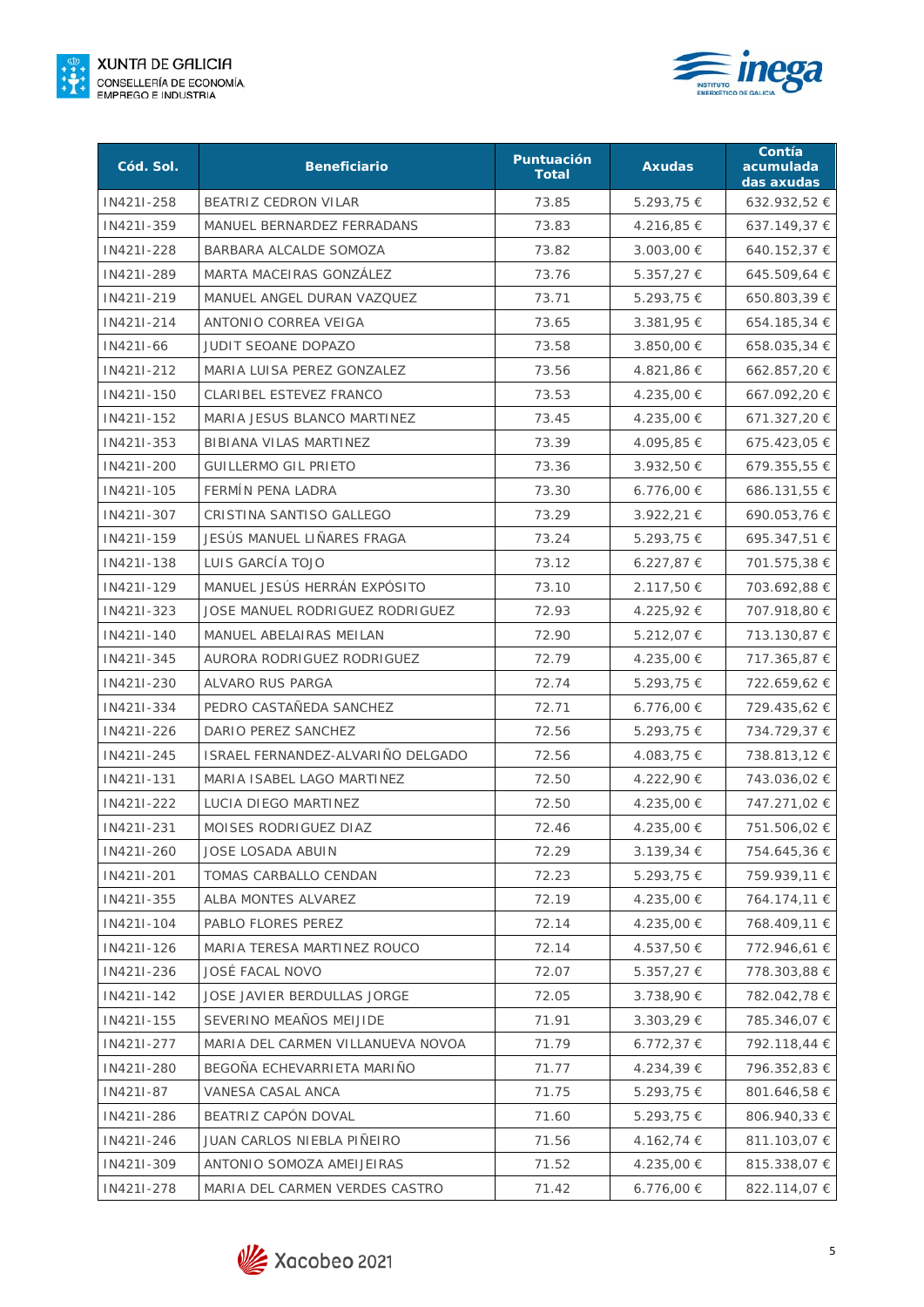| Cód. Sol. | Beneficiario | Puntuación Total | Axudas | Contía acumulada das axudas |
|---|---|---|---|---|
| IN421I-258 | BEATRIZ CEDRON VILAR | 73.85 | 5.293,75 € | 632.932,52 € |
| IN421I-359 | MANUEL BERNARDEZ FERRADANS | 73.83 | 4.216,85 € | 637.149,37 € |
| IN421I-228 | BARBARA ALCALDE SOMOZA | 73.82 | 3.003,00 € | 640.152,37 € |
| IN421I-289 | MARTA MACEIRAS GONZÁLEZ | 73.76 | 5.357,27 € | 645.509,64 € |
| IN421I-219 | MANUEL ANGEL DURAN VAZQUEZ | 73.71 | 5.293,75 € | 650.803,39 € |
| IN421I-214 | ANTONIO CORREA VEIGA | 73.65 | 3.381,95 € | 654.185,34 € |
| IN421I-66 | JUDIT SEOANE DOPAZO | 73.58 | 3.850,00 € | 658.035,34 € |
| IN421I-212 | MARIA LUISA PEREZ GONZALEZ | 73.56 | 4.821,86 € | 662.857,20 € |
| IN421I-150 | CLARIBEL ESTEVEZ FRANCO | 73.53 | 4.235,00 € | 667.092,20 € |
| IN421I-152 | MARIA JESUS BLANCO MARTINEZ | 73.45 | 4.235,00 € | 671.327,20 € |
| IN421I-353 | BIBIANA VILAS MARTINEZ | 73.39 | 4.095,85 € | 675.423,05 € |
| IN421I-200 | GUILLERMO GIL PRIETO | 73.36 | 3.932,50 € | 679.355,55 € |
| IN421I-105 | FERMÍN PENA LADRA | 73.30 | 6.776,00 € | 686.131,55 € |
| IN421I-307 | CRISTINA SANTISO GALLEGO | 73.29 | 3.922,21 € | 690.053,76 € |
| IN421I-159 | JESÚS MANUEL LIÑARES FRAGA | 73.24 | 5.293,75 € | 695.347,51 € |
| IN421I-138 | LUIS GARCÍA TOJO | 73.12 | 6.227,87 € | 701.575,38 € |
| IN421I-129 | MANUEL JESÚS HERRÁN EXPÓSITO | 73.10 | 2.117,50 € | 703.692,88 € |
| IN421I-323 | JOSE MANUEL RODRIGUEZ RODRIGUEZ | 72.93 | 4.225,92 € | 707.918,80 € |
| IN421I-140 | MANUEL ABELAIRAS MEILAN | 72.90 | 5.212,07 € | 713.130,87 € |
| IN421I-345 | AURORA RODRIGUEZ RODRIGUEZ | 72.79 | 4.235,00 € | 717.365,87 € |
| IN421I-230 | ALVARO RUS PARGA | 72.74 | 5.293,75 € | 722.659,62 € |
| IN421I-334 | PEDRO CASTAÑEDA SANCHEZ | 72.71 | 6.776,00 € | 729.435,62 € |
| IN421I-226 | DARIO PEREZ SANCHEZ | 72.56 | 5.293,75 € | 734.729,37 € |
| IN421I-245 | ISRAEL FERNANDEZ-ALVARIÑO DELGADO | 72.56 | 4.083,75 € | 738.813,12 € |
| IN421I-131 | MARIA ISABEL LAGO MARTINEZ | 72.50 | 4.222,90 € | 743.036,02 € |
| IN421I-222 | LUCIA DIEGO MARTINEZ | 72.50 | 4.235,00 € | 747.271,02 € |
| IN421I-231 | MOISES RODRIGUEZ DIAZ | 72.46 | 4.235,00 € | 751.506,02 € |
| IN421I-260 | JOSE LOSADA ABUIN | 72.29 | 3.139,34 € | 754.645,36 € |
| IN421I-201 | TOMAS CARBALLO CENDAN | 72.23 | 5.293,75 € | 759.939,11 € |
| IN421I-355 | ALBA MONTES ALVAREZ | 72.19 | 4.235,00 € | 764.174,11 € |
| IN421I-104 | PABLO FLORES PEREZ | 72.14 | 4.235,00 € | 768.409,11 € |
| IN421I-126 | MARIA TERESA MARTINEZ ROUCO | 72.14 | 4.537,50 € | 772.946,61 € |
| IN421I-236 | JOSÉ FACAL NOVO | 72.07 | 5.357,27 € | 778.303,88 € |
| IN421I-142 | JOSE JAVIER BERDULLAS JORGE | 72.05 | 3.738,90 € | 782.042,78 € |
| IN421I-155 | SEVERINO MEAÑOS MEIJIDE | 71.91 | 3.303,29 € | 785.346,07 € |
| IN421I-277 | MARIA DEL CARMEN VILLANUEVA NOVOA | 71.79 | 6.772,37 € | 792.118,44 € |
| IN421I-280 | BEGOÑA ECHEVARRIETA MARIÑO | 71.77 | 4.234,39 € | 796.352,83 € |
| IN421I-87 | VANESA CASAL ANCA | 71.75 | 5.293,75 € | 801.646,58 € |
| IN421I-286 | BEATRIZ CAPÓN DOVAL | 71.60 | 5.293,75 € | 806.940,33 € |
| IN421I-246 | JUAN CARLOS NIEBLA PIÑEIRO | 71.56 | 4.162,74 € | 811.103,07 € |
| IN421I-309 | ANTONIO SOMOZA AMEIJEIRAS | 71.52 | 4.235,00 € | 815.338,07 € |
| IN421I-278 | MARIA DEL CARMEN VERDES CASTRO | 71.42 | 6.776,00 € | 822.114,07 € |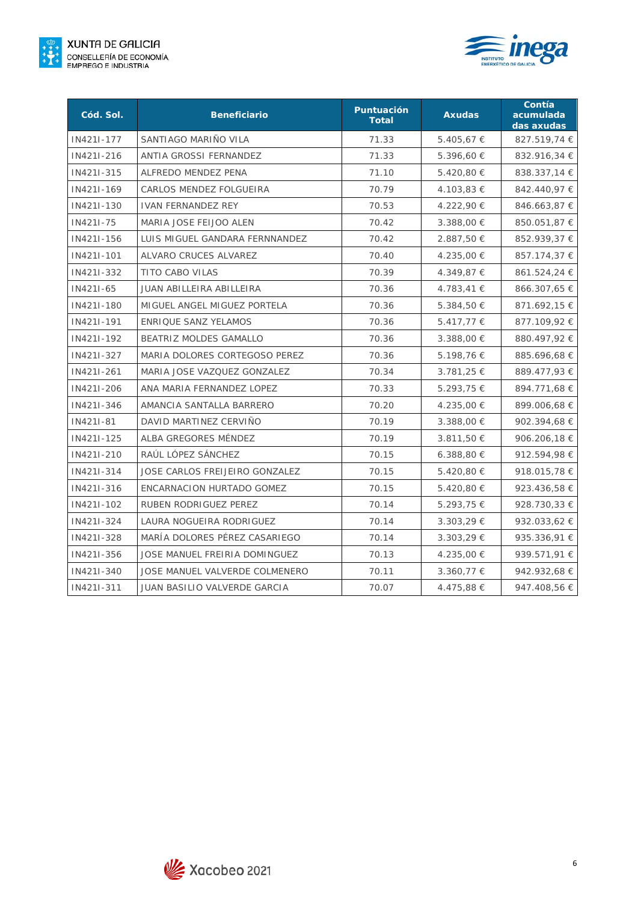| Cód. Sol. | Beneficiario | Puntuación Total | Axudas | Contía acumulada das axudas |
|---|---|---|---|---|
| IN421I-177 | SANTIAGO MARIÑO VILA | 71.33 | 5.405,67 € | 827.519,74 € |
| IN421I-216 | ANTIA GROSSI FERNANDEZ | 71.33 | 5.396,60 € | 832.916,34 € |
| IN421I-315 | ALFREDO MENDEZ PENA | 71.10 | 5.420,80 € | 838.337,14 € |
| IN421I-169 | CARLOS MENDEZ FOLGUEIRA | 70.79 | 4.103,83 € | 842.440,97 € |
| IN421I-130 | IVAN FERNANDEZ REY | 70.53 | 4.222,90 € | 846.663,87 € |
| IN421I-75 | MARIA JOSE FEIJOO ALEN | 70.42 | 3.388,00 € | 850.051,87 € |
| IN421I-156 | LUIS MIGUEL GANDARA FERNNANDEZ | 70.42 | 2.887,50 € | 852.939,37 € |
| IN421I-101 | ALVARO CRUCES ALVAREZ | 70.40 | 4.235,00 € | 857.174,37 € |
| IN421I-332 | TITO CABO VILAS | 70.39 | 4.349,87 € | 861.524,24 € |
| IN421I-65 | JUAN ABILLEIRA ABILLEIRA | 70.36 | 4.783,41 € | 866.307,65 € |
| IN421I-180 | MIGUEL ANGEL MIGUEZ PORTELA | 70.36 | 5.384,50 € | 871.692,15 € |
| IN421I-191 | ENRIQUE SANZ YELAMOS | 70.36 | 5.417,77 € | 877.109,92 € |
| IN421I-192 | BEATRIZ MOLDES GAMALLO | 70.36 | 3.388,00 € | 880.497,92 € |
| IN421I-327 | MARIA DOLORES CORTEGOSO PEREZ | 70.36 | 5.198,76 € | 885.696,68 € |
| IN421I-261 | MARIA JOSE VAZQUEZ GONZALEZ | 70.34 | 3.781,25 € | 889.477,93 € |
| IN421I-206 | ANA MARIA FERNANDEZ LOPEZ | 70.33 | 5.293,75 € | 894.771,68 € |
| IN421I-346 | AMANCIA SANTALLA BARRERO | 70.20 | 4.235,00 € | 899.006,68 € |
| IN421I-81 | DAVID MARTINEZ CERVIÑO | 70.19 | 3.388,00 € | 902.394,68 € |
| IN421I-125 | ALBA GREGORES MÉNDEZ | 70.19 | 3.811,50 € | 906.206,18 € |
| IN421I-210 | RAÚL LÓPEZ SÁNCHEZ | 70.15 | 6.388,80 € | 912.594,98 € |
| IN421I-314 | JOSE CARLOS FREIJEIRO GONZALEZ | 70.15 | 5.420,80 € | 918.015,78 € |
| IN421I-316 | ENCARNACION HURTADO GOMEZ | 70.15 | 5.420,80 € | 923.436,58 € |
| IN421I-102 | RUBEN RODRIGUEZ PEREZ | 70.14 | 5.293,75 € | 928.730,33 € |
| IN421I-324 | LAURA NOGUEIRA RODRIGUEZ | 70.14 | 3.303,29 € | 932.033,62 € |
| IN421I-328 | MARÍA DOLORES PÉREZ CASARIEGO | 70.14 | 3.303,29 € | 935.336,91 € |
| IN421I-356 | JOSE MANUEL FREIRIA DOMINGUEZ | 70.13 | 4.235,00 € | 939.571,91 € |
| IN421I-340 | JOSE MANUEL VALVERDE COLMENERO | 70.11 | 3.360,77 € | 942.932,68 € |
| IN421I-311 | JUAN BASILIO VALVERDE GARCIA | 70.07 | 4.475,88 € | 947.408,56 € |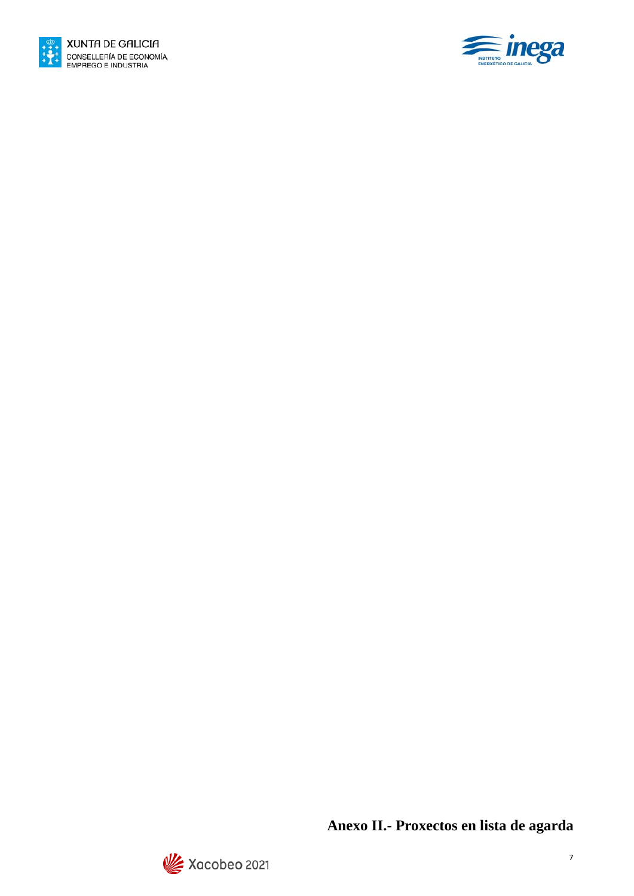## Anexo II.- Proxectos en lista de agarda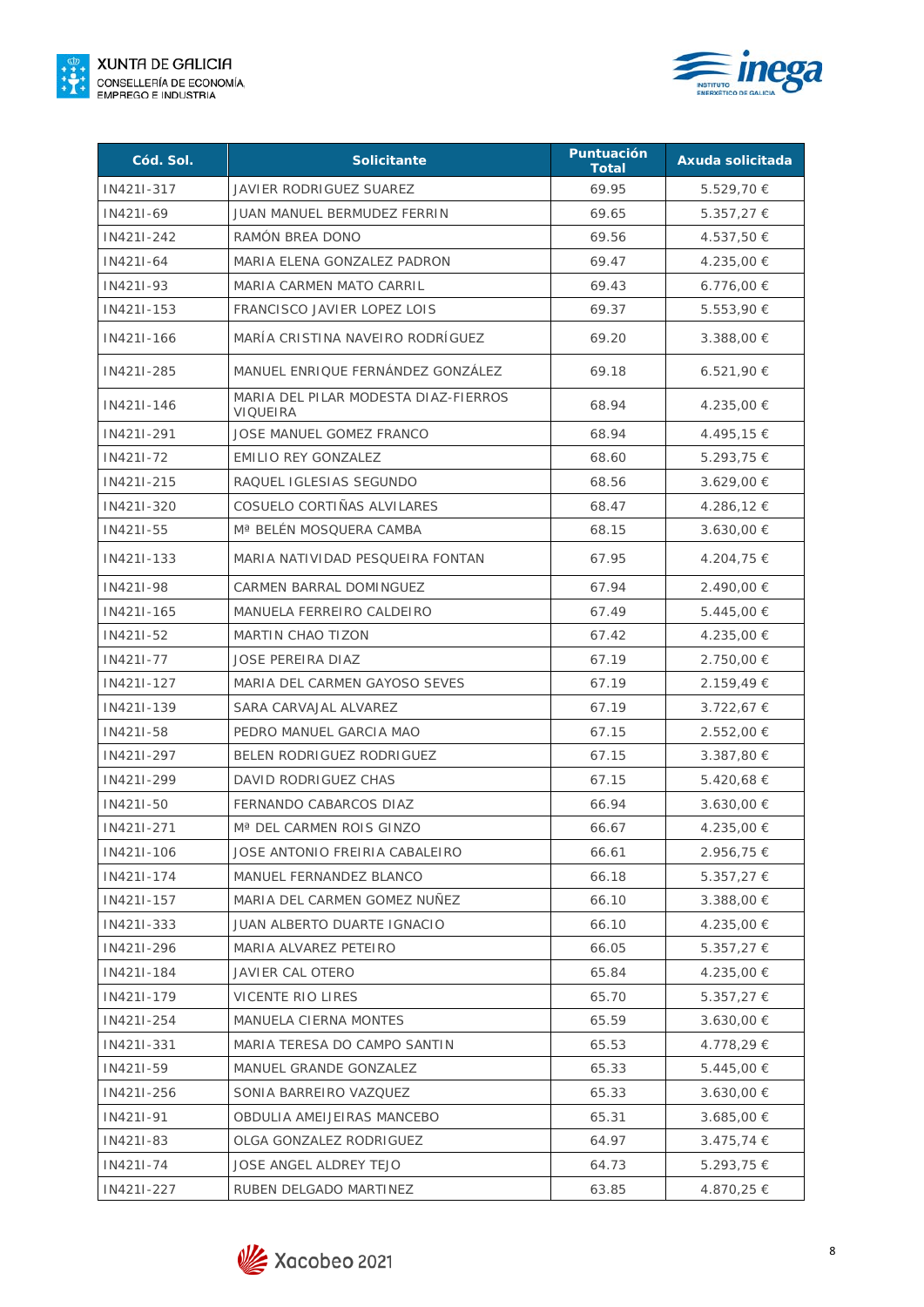| Cód. Sol. | Solicitante | Puntuación Total | Axuda solicitada |
|---|---|---|---|
| IN421I-317 | JAVIER RODRIGUEZ SUAREZ | 69.95 | 5.529,70 € |
| IN421I-69 | JUAN MANUEL BERMUDEZ FERRIN | 69.65 | 5.357,27 € |
| IN421I-242 | RAMÓN BREA DONO | 69.56 | 4.537,50 € |
| IN421I-64 | MARIA ELENA GONZALEZ PADRON | 69.47 | 4.235,00 € |
| IN421I-93 | MARIA CARMEN MATO CARRIL | 69.43 | 6.776,00 € |
| IN421I-153 | FRANCISCO JAVIER LOPEZ LOIS | 69.37 | 5.553,90 € |
| IN421I-166 | MARÍA CRISTINA NAVEIRO RODRÍGUEZ | 69.20 | 3.388,00 € |
| IN421I-285 | MANUEL ENRIQUE FERNÁNDEZ GONZÁLEZ | 69.18 | 6.521,90 € |
| IN421I-146 | MARIA DEL PILAR MODESTA DIAZ-FIERROS VIQUEIRA | 68.94 | 4.235,00 € |
| IN421I-291 | JOSE MANUEL GOMEZ FRANCO | 68.94 | 4.495,15 € |
| IN421I-72 | EMILIO REY GONZALEZ | 68.60 | 5.293,75 € |
| IN421I-215 | RAQUEL IGLESIAS SEGUNDO | 68.56 | 3.629,00 € |
| IN421I-320 | COSUELO CORTIÑAS ALVILARES | 68.47 | 4.286,12 € |
| IN421I-55 | Mª BELÉN MOSQUERA CAMBA | 68.15 | 3.630,00 € |
| IN421I-133 | MARIA NATIVIDAD PESQUEIRA FONTAN | 67.95 | 4.204,75 € |
| IN421I-98 | CARMEN BARRAL DOMINGUEZ | 67.94 | 2.490,00 € |
| IN421I-165 | MANUELA FERREIRO CALDEIRO | 67.49 | 5.445,00 € |
| IN421I-52 | MARTIN CHAO TIZON | 67.42 | 4.235,00 € |
| IN421I-77 | JOSE PEREIRA DIAZ | 67.19 | 2.750,00 € |
| IN421I-127 | MARIA DEL CARMEN GAYOSO SEVES | 67.19 | 2.159,49 € |
| IN421I-139 | SARA CARVAJAL ALVAREZ | 67.19 | 3.722,67 € |
| IN421I-58 | PEDRO MANUEL GARCIA MAO | 67.15 | 2.552,00 € |
| IN421I-297 | BELEN RODRIGUEZ RODRIGUEZ | 67.15 | 3.387,80 € |
| IN421I-299 | DAVID RODRIGUEZ CHAS | 67.15 | 5.420,68 € |
| IN421I-50 | FERNANDO CABARCOS DIAZ | 66.94 | 3.630,00 € |
| IN421I-271 | Mª DEL CARMEN ROIS GINZO | 66.67 | 4.235,00 € |
| IN421I-106 | JOSE ANTONIO FREIRIA CABALEIRO | 66.61 | 2.956,75 € |
| IN421I-174 | MANUEL FERNANDEZ BLANCO | 66.18 | 5.357,27 € |
| IN421I-157 | MARIA DEL CARMEN GOMEZ NUÑEZ | 66.10 | 3.388,00 € |
| IN421I-333 | JUAN ALBERTO DUARTE IGNACIO | 66.10 | 4.235,00 € |
| IN421I-296 | MARIA ALVAREZ PETEIRO | 66.05 | 5.357,27 € |
| IN421I-184 | JAVIER CAL OTERO | 65.84 | 4.235,00 € |
| IN421I-179 | VICENTE RIO LIRES | 65.70 | 5.357,27 € |
| IN421I-254 | MANUELA CIERNA MONTES | 65.59 | 3.630,00 € |
| IN421I-331 | MARIA TERESA DO CAMPO SANTIN | 65.53 | 4.778,29 € |
| IN421I-59 | MANUEL GRANDE GONZALEZ | 65.33 | 5.445,00 € |
| IN421I-256 | SONIA BARREIRO VAZQUEZ | 65.33 | 3.630,00 € |
| IN421I-91 | OBDULIA AMEIJEIRAS MANCEBO | 65.31 | 3.685,00 € |
| IN421I-83 | OLGA GONZALEZ RODRIGUEZ | 64.97 | 3.475,74 € |
| IN421I-74 | JOSE ANGEL ALDREY TEJO | 64.73 | 5.293,75 € |
| IN421I-227 | RUBEN DELGADO MARTINEZ | 63.85 | 4.870,25 € |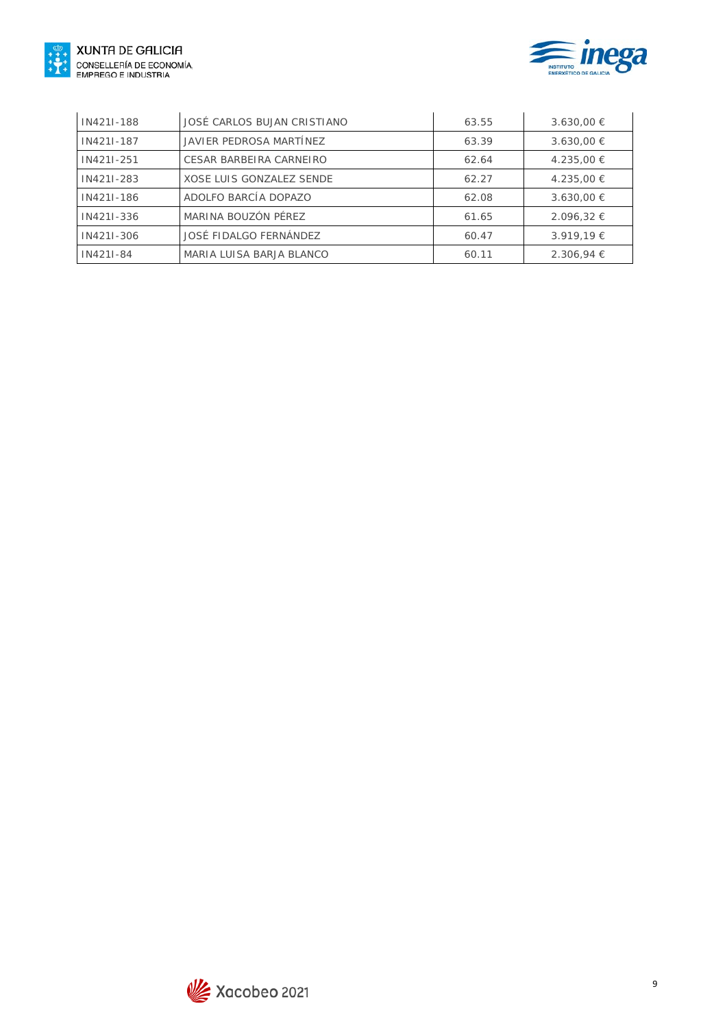| | | | |
|---|---|---|---|
| IN421I-188 | JOSÉ CARLOS BUJAN CRISTIANO | 63.55 | 3.630,00 € |
| IN421I-187 | JAVIER PEDROSA MARTÍNEZ | 63.39 | 3.630,00 € |
| IN421I-251 | CESAR BARBEIRA CARNEIRO | 62.64 | 4.235,00 € |
| IN421I-283 | XOSE LUIS GONZALEZ SENDE | 62.27 | 4.235,00 € |
| IN421I-186 | ADOLFO BARCÍA DOPAZO | 62.08 | 3.630,00 € |
| IN421I-336 | MARINA BOUZÓN PÉREZ | 61.65 | 2.096,32 € |
| IN421I-306 | JOSÉ FIDALGO FERNÁNDEZ | 60.47 | 3.919,19 € |
| IN421I-84 | MARIA LUISA BARJA BLANCO | 60.11 | 2.306,94 € |